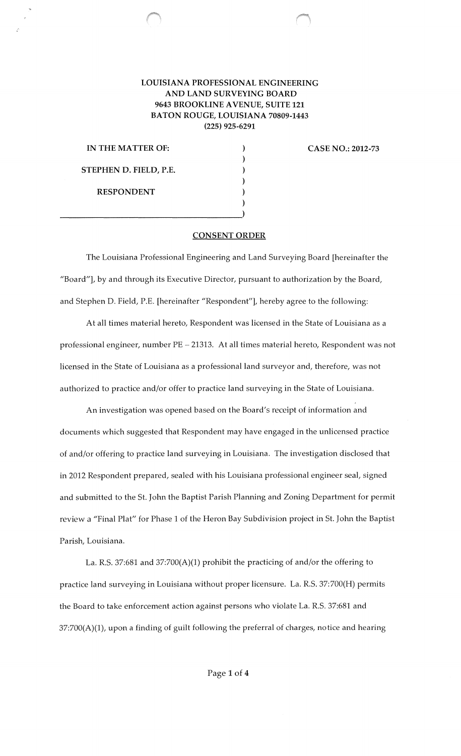**LOUISIANA PROFESSIONAL ENGINEERING AND LAND SURVEYING BOARD**
**9643 BROOKLINE AVENUE, SUITE 121**
**BATON ROUGE, LOUISIANA 70809-1443**
**(225) 925-6291**

| | | |
|---|---|---|
| **IN THE MATTER OF:** | ) | **CASE NO.: 2012-73** |
| | ) | |
| **STEPHEN D. FIELD, P.E.** | ) | |
| | ) | |
| **RESPONDENT** | ) | |
| | ) | |
| | ) | |

**CONSENT ORDER**

The Louisiana Professional Engineering and Land Surveying Board [hereinafter the "Board"], by and through its Executive Director, pursuant to authorization by the Board, and Stephen D. Field, P.E. [hereinafter "Respondent"], hereby agree to the following:

At all times material hereto, Respondent was licensed in the State of Louisiana as a professional engineer, number PE – 21313. At all times material hereto, Respondent was not licensed in the State of Louisiana as a professional land surveyor and, therefore, was not authorized to practice and/or offer to practice land surveying in the State of Louisiana.

An investigation was opened based on the Board's receipt of information and documents which suggested that Respondent may have engaged in the unlicensed practice of and/or offering to practice land surveying in Louisiana. The investigation disclosed that in 2012 Respondent prepared, sealed with his Louisiana professional engineer seal, signed and submitted to the St. John the Baptist Parish Planning and Zoning Department for permit review a "Final Plat" for Phase 1 of the Heron Bay Subdivision project in St. John the Baptist Parish, Louisiana.

La. R.S. 37:681 and 37:700(A)(1) prohibit the practicing of and/or the offering to practice land surveying in Louisiana without proper licensure. La. R.S. 37:700(H) permits the Board to take enforcement action against persons who violate La. R.S. 37:681 and 37:700(A)(1), upon a finding of guilt following the preferral of charges, notice and hearing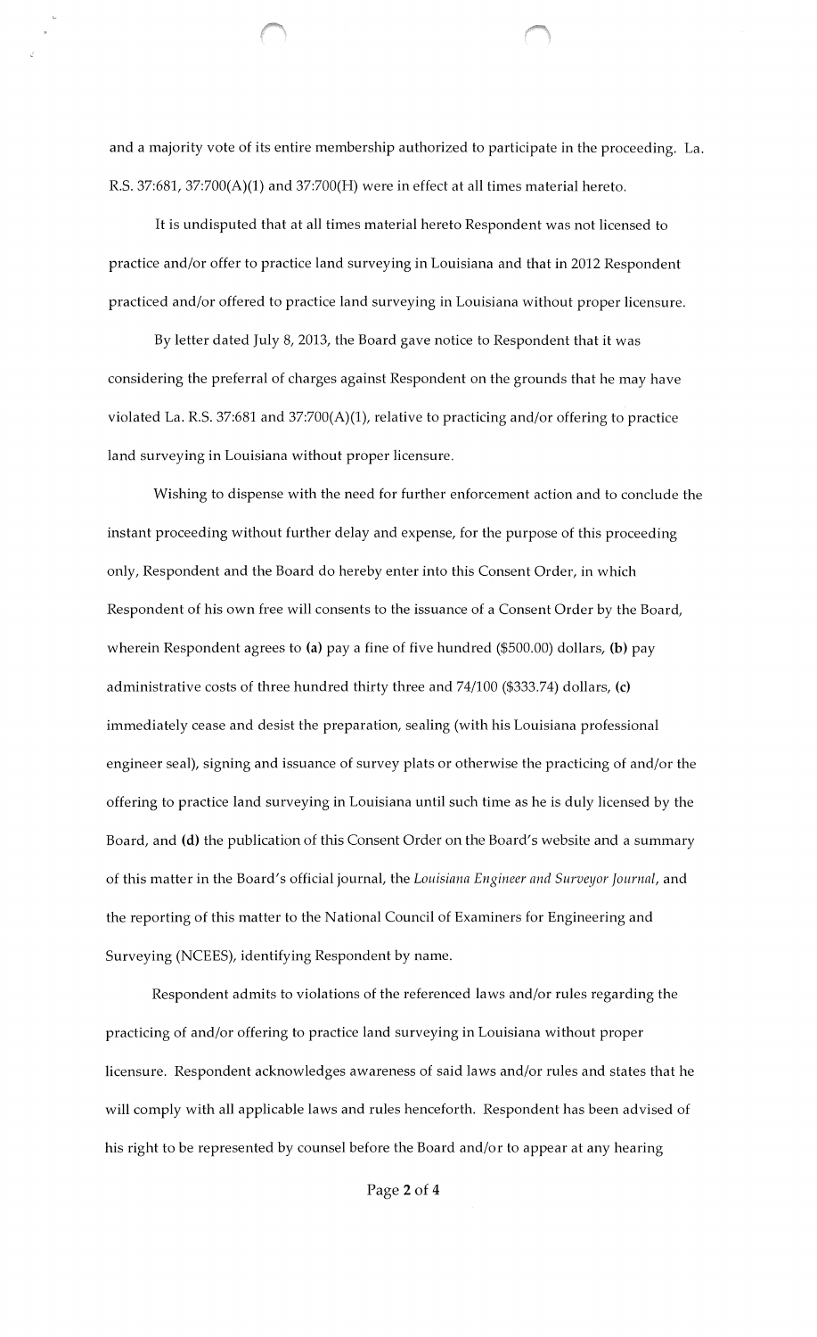and a majority vote of its entire membership authorized to participate in the proceeding. La. R.S. 37:681, 37:700(A)(1) and 37:700(H) were in effect at all times material hereto.

It is undisputed that at all times material hereto Respondent was not licensed to practice and/or offer to practice land surveying in Louisiana and that in 2012 Respondent practiced and/or offered to practice land surveying in Louisiana without proper licensure.

By letter dated July 8, 2013, the Board gave notice to Respondent that it was considering the preferral of charges against Respondent on the grounds that he may have violated La. R.S. 37:681 and 37:700(A)(1), relative to practicing and/or offering to practice land surveying in Louisiana without proper licensure.

Wishing to dispense with the need for further enforcement action and to conclude the instant proceeding without further delay and expense, for the purpose of this proceeding only, Respondent and the Board do hereby enter into this Consent Order, in which Respondent of his own free will consents to the issuance of a Consent Order by the Board, wherein Respondent agrees to **(a)** pay a fine of five hundred ($500.00) dollars, **(b)** pay administrative costs of three hundred thirty three and 74/100 ($333.74) dollars, **(c)** immediately cease and desist the preparation, sealing (with his Louisiana professional engineer seal), signing and issuance of survey plats or otherwise the practicing of and/or the offering to practice land surveying in Louisiana until such time as he is duly licensed by the Board, and **(d)** the publication of this Consent Order on the Board's website and a summary of this matter in the Board's official journal, the *Louisiana Engineer and Surveyor Journal*, and the reporting of this matter to the National Council of Examiners for Engineering and Surveying (NCEES), identifying Respondent by name.

Respondent admits to violations of the referenced laws and/or rules regarding the practicing of and/or offering to practice land surveying in Louisiana without proper licensure. Respondent acknowledges awareness of said laws and/or rules and states that he will comply with all applicable laws and rules henceforth. Respondent has been advised of his right to be represented by counsel before the Board and/or to appear at any hearing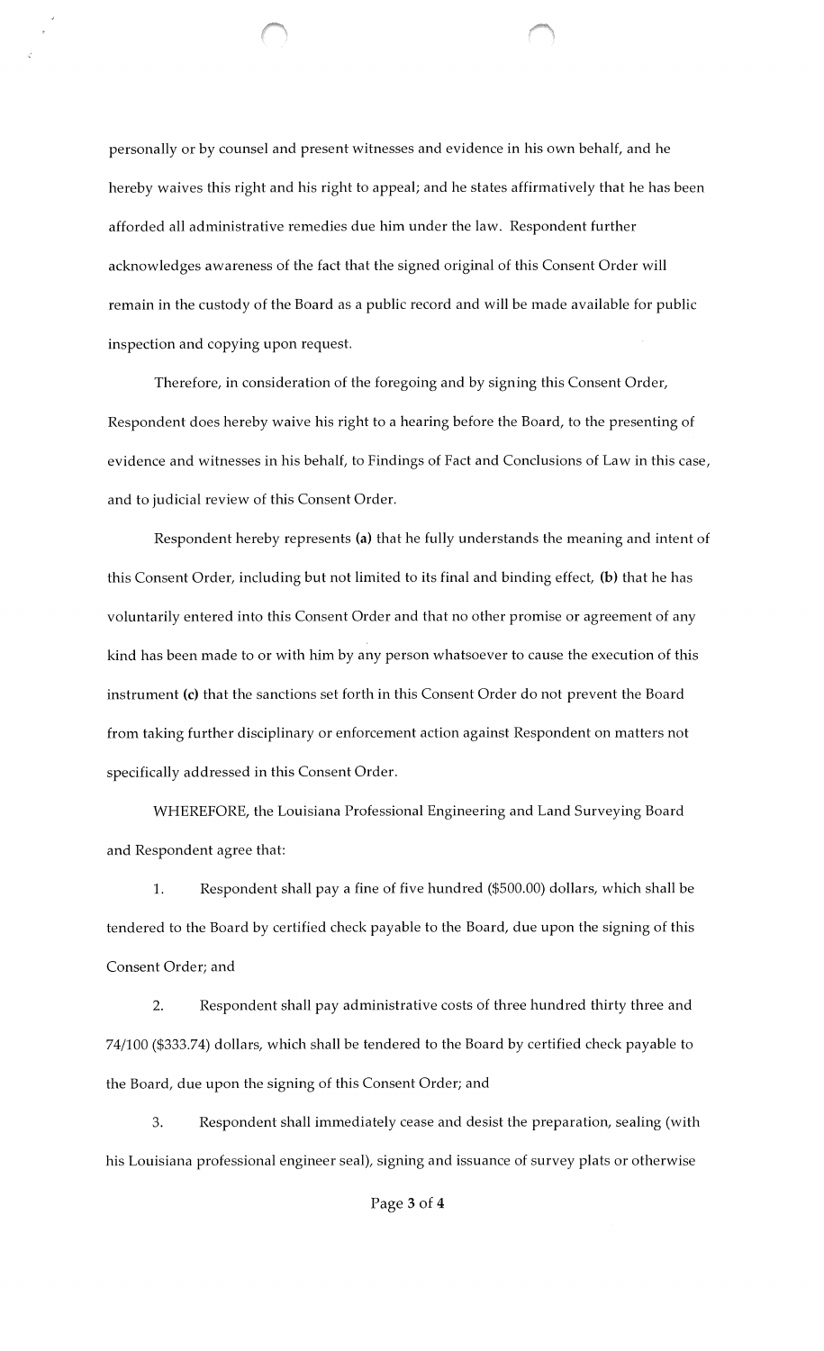personally or by counsel and present witnesses and evidence in his own behalf, and he hereby waives this right and his right to appeal; and he states affirmatively that he has been afforded all administrative remedies due him under the law. Respondent further acknowledges awareness of the fact that the signed original of this Consent Order will remain in the custody of the Board as a public record and will be made available for public inspection and copying upon request.

Therefore, in consideration of the foregoing and by signing this Consent Order, Respondent does hereby waive his right to a hearing before the Board, to the presenting of evidence and witnesses in his behalf, to Findings of Fact and Conclusions of Law in this case, and to judicial review of this Consent Order.

Respondent hereby represents **(a)** that he fully understands the meaning and intent of this Consent Order, including but not limited to its final and binding effect, **(b)** that he has voluntarily entered into this Consent Order and that no other promise or agreement of any kind has been made to or with him by any person whatsoever to cause the execution of this instrument **(c)** that the sanctions set forth in this Consent Order do not prevent the Board from taking further disciplinary or enforcement action against Respondent on matters not specifically addressed in this Consent Order.

WHEREFORE, the Louisiana Professional Engineering and Land Surveying Board and Respondent agree that:

1. Respondent shall pay a fine of five hundred ($500.00) dollars, which shall be tendered to the Board by certified check payable to the Board, due upon the signing of this Consent Order; and

2. Respondent shall pay administrative costs of three hundred thirty three and 74/100 ($333.74) dollars, which shall be tendered to the Board by certified check payable to the Board, due upon the signing of this Consent Order; and

3. Respondent shall immediately cease and desist the preparation, sealing (with his Louisiana professional engineer seal), signing and issuance of survey plats or otherwise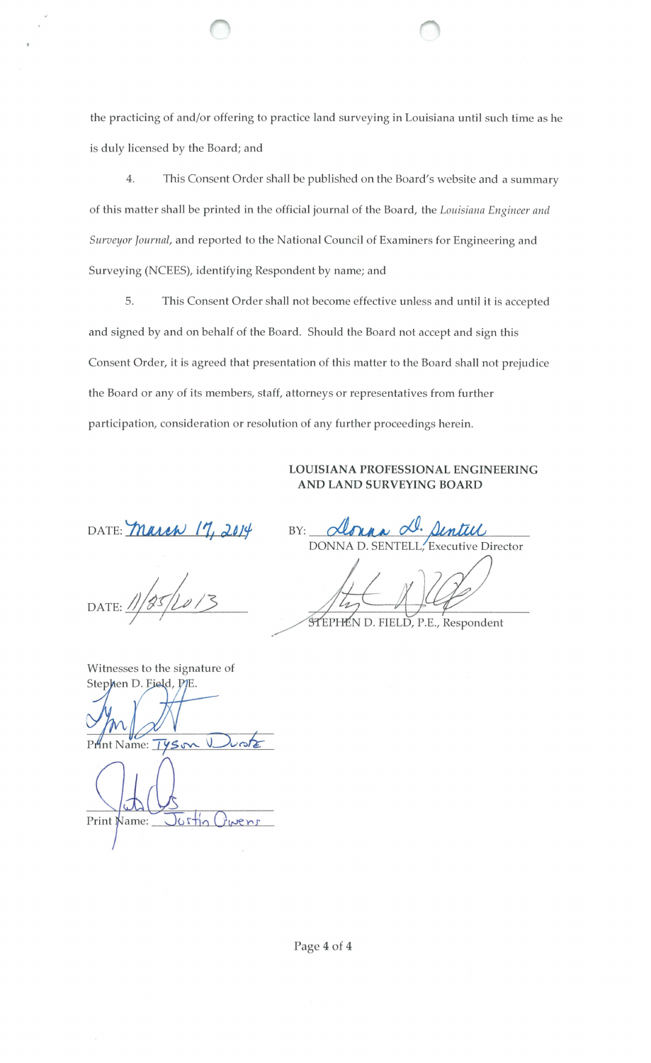the practicing of and/or offering to practice land surveying in Louisiana until such time as he is duly licensed by the Board; and

4. This Consent Order shall be published on the Board's website and a summary of this matter shall be printed in the official journal of the Board, the *Louisiana Engineer and Surveyor Journal*, and reported to the National Council of Examiners for Engineering and Surveying (NCEES), identifying Respondent by name; and

5. This Consent Order shall not become effective unless and until it is accepted and signed by and on behalf of the Board. Should the Board not accept and sign this Consent Order, it is agreed that presentation of this matter to the Board shall not prejudice the Board or any of its members, staff, attorneys or representatives from further participation, consideration or resolution of any further proceedings herein.

**LOUISIANA PROFESSIONAL ENGINEERING AND LAND SURVEYING BOARD**

DATE: March 17, 2014

BY: Donna D. Sentell
DONNA D. SENTELL, Executive Director

DATE: 11/25/2013

STEPHEN D. FIELD, P.E., Respondent

Witnesses to the signature of Stephen D. Field, P.E.

Print Name: Tyson Durst

Print Name: Justin Owens